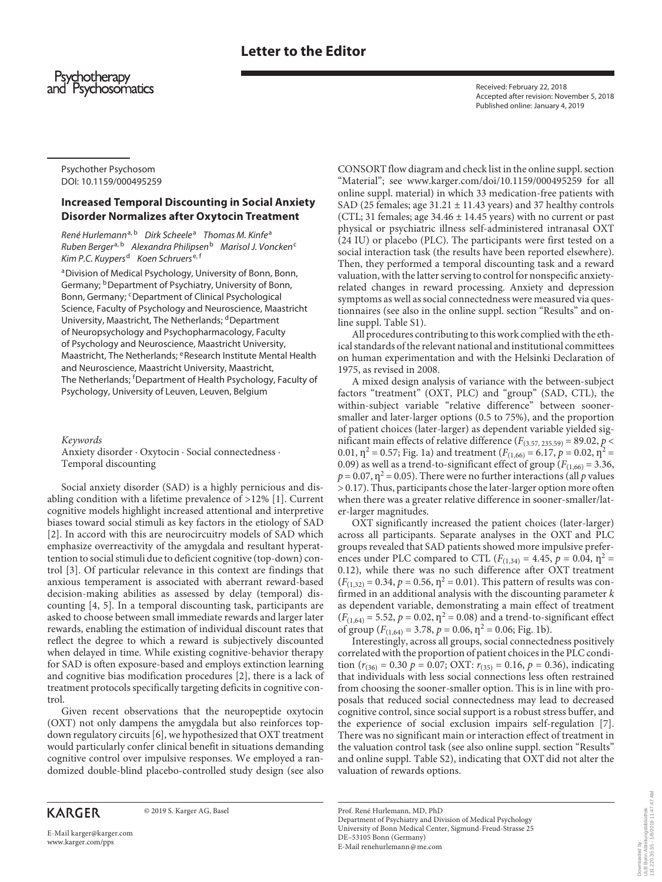Letter to the Editor

Psychotherapy and Psychosomatics

Received: February 22, 2018
Accepted after revision: November 5, 2018
Published online: January 4, 2019

Psychother Psychosom
DOI: 10.1159/000495259

## Increased Temporal Discounting in Social Anxiety Disorder Normalizes after Oxytocin Treatment

*René Hurlemann*[a, b] *Dirk Scheele*[a] *Thomas M. Kinfe*[a] *Ruben Berger*[a, b] *Alexandra Philipsen*[b] *Marisol J. Voncken*[c] *Kim P.C. Kuypers*[d] *Koen Schruers*[e, f]

[a]Division of Medical Psychology, University of Bonn, Bonn, Germany; [b]Department of Psychiatry, University of Bonn, Bonn, Germany; [c]Department of Clinical Psychological Science, Faculty of Psychology and Neuroscience, Maastricht University, Maastricht, The Netherlands; [d]Department of Neuropsychology and Psychopharmacology, Faculty of Psychology and Neuroscience, Maastricht University, Maastricht, The Netherlands; [e]Research Institute Mental Health and Neuroscience, Maastricht University, Maastricht, The Netherlands; [f]Department of Health Psychology, Faculty of Psychology, University of Leuven, Leuven, Belgium

*Keywords*

Anxiety disorder · Oxytocin · Social connectedness · Temporal discounting

Social anxiety disorder (SAD) is a highly pernicious and disabling condition with a lifetime prevalence of >12% [1]. Current cognitive models highlight increased attentional and interpretive biases toward social stimuli as key factors in the etiology of SAD [2]. In accord with this are neurocircuitry models of SAD which emphasize overreactivity of the amygdala and resultant hyperattention to social stimuli due to deficient cognitive (top-down) control [3]. Of particular relevance in this context are findings that anxious temperament is associated with aberrant reward-based decision-making abilities as assessed by delay (temporal) discounting [4, 5]. In a temporal discounting task, participants are asked to choose between small immediate rewards and larger later rewards, enabling the estimation of individual discount rates that reflect the degree to which a reward is subjectively discounted when delayed in time. While existing cognitive-behavior therapy for SAD is often exposure-based and employs extinction learning and cognitive bias modification procedures [2], there is a lack of treatment protocols specifically targeting deficits in cognitive control.

Given recent observations that the neuropeptide oxytocin (OXT) not only dampens the amygdala but also reinforces top-down regulatory circuits [6], we hypothesized that OXT treatment would particularly confer clinical benefit in situations demanding cognitive control over impulsive responses. We employed a randomized double-blind placebo-controlled study design (see also CONSORT flow diagram and check list in the online suppl. section "Material"; see www.karger.com/doi/10.1159/000495259 for all online suppl. material) in which 33 medication-free patients with SAD (25 females; age 31.21 ± 11.43 years) and 37 healthy controls (CTL; 31 females; age 34.46 ± 14.45 years) with no current or past physical or psychiatric illness self-administered intranasal OXT (24 IU) or placebo (PLC). The participants were first tested on a social interaction task (the results have been reported elsewhere). Then, they performed a temporal discounting task and a reward valuation, with the latter serving to control for nonspecific anxiety-related changes in reward processing. Anxiety and depression symptoms as well as social connectedness were measured via questionnaires (see also in the online suppl. section "Results" and online suppl. Table S1).

All procedures contributing to this work complied with the ethical standards of the relevant national and institutional committees on human experimentation and with the Helsinki Declaration of 1975, as revised in 2008.

A mixed design analysis of variance with the between-subject factors "treatment" (OXT, PLC) and "group" (SAD, CTL), the within-subject variable "relative difference" between sooner-smaller and later-larger options (0.5 to 75%), and the proportion of patient choices (later-larger) as dependent variable yielded significant main effects of relative difference ($F_{(3.57, 235.59)} = 89.02$, $p < 0.01$, $\eta^2 = 0.57$; Fig. 1a) and treatment ($F_{(1,66)} = 6.17$, $p = 0.02$, $\eta^2 = 0.09$) as well as a trend-to-significant effect of group ($F_{(1,66)} = 3.36$, $p = 0.07$, $\eta^2 = 0.05$). There were no further interactions (all $p$ values $> 0.17$). Thus, participants chose the later-larger option more often when there was a greater relative difference in sooner-smaller/later-larger magnitudes.

OXT significantly increased the patient choices (later-larger) across all participants. Separate analyses in the OXT and PLC groups revealed that SAD patients showed more impulsive preferences under PLC compared to CTL ($F_{(1,34)} = 4.45$, $p = 0.04$, $\eta^2 = 0.12$), while there was no such difference after OXT treatment ($F_{(1,32)} = 0.34$, $p = 0.56$, $\eta^2 = 0.01$). This pattern of results was confirmed in an additional analysis with the discounting parameter $k$ as dependent variable, demonstrating a main effect of treatment ($F_{(1,64)} = 5.52$, $p = 0.02$, $\eta^2 = 0.08$) and a trend-to-significant effect of group ($F_{(1,64)} = 3.78$, $p = 0.06$, $\eta^2 = 0.06$; Fig. 1b).

Interestingly, across all groups, social connectedness positively correlated with the proportion of patient choices in the PLC condition ($r_{(36)} = 0.30$ $p = 0.07$; OXT: $r_{(35)} = 0.16$, $p = 0.36$), indicating that individuals with less social connections less often restrained from choosing the sooner-smaller option. This is in line with proposals that reduced social connectedness may lead to decreased cognitive control, since social support is a robust stress buffer, and the experience of social exclusion impairs self-regulation [7]. There was no significant main or interaction effect of treatment in the valuation control task (see also online suppl. section "Results" and online suppl. Table S2), indicating that OXT did not alter the valuation of rewards options.

KARGER

© 2019 S. Karger AG, Basel

E-Mail karger@karger.com
www.karger.com/pps

Prof. René Hurlemann, MD, PhD
Department of Psychiatry and Division of Medical Psychology
University of Bonn Medical Center, Sigmund-Freud-Strasse 25
DE–53105 Bonn (Germany)
E-Mail renehurlemann@me.com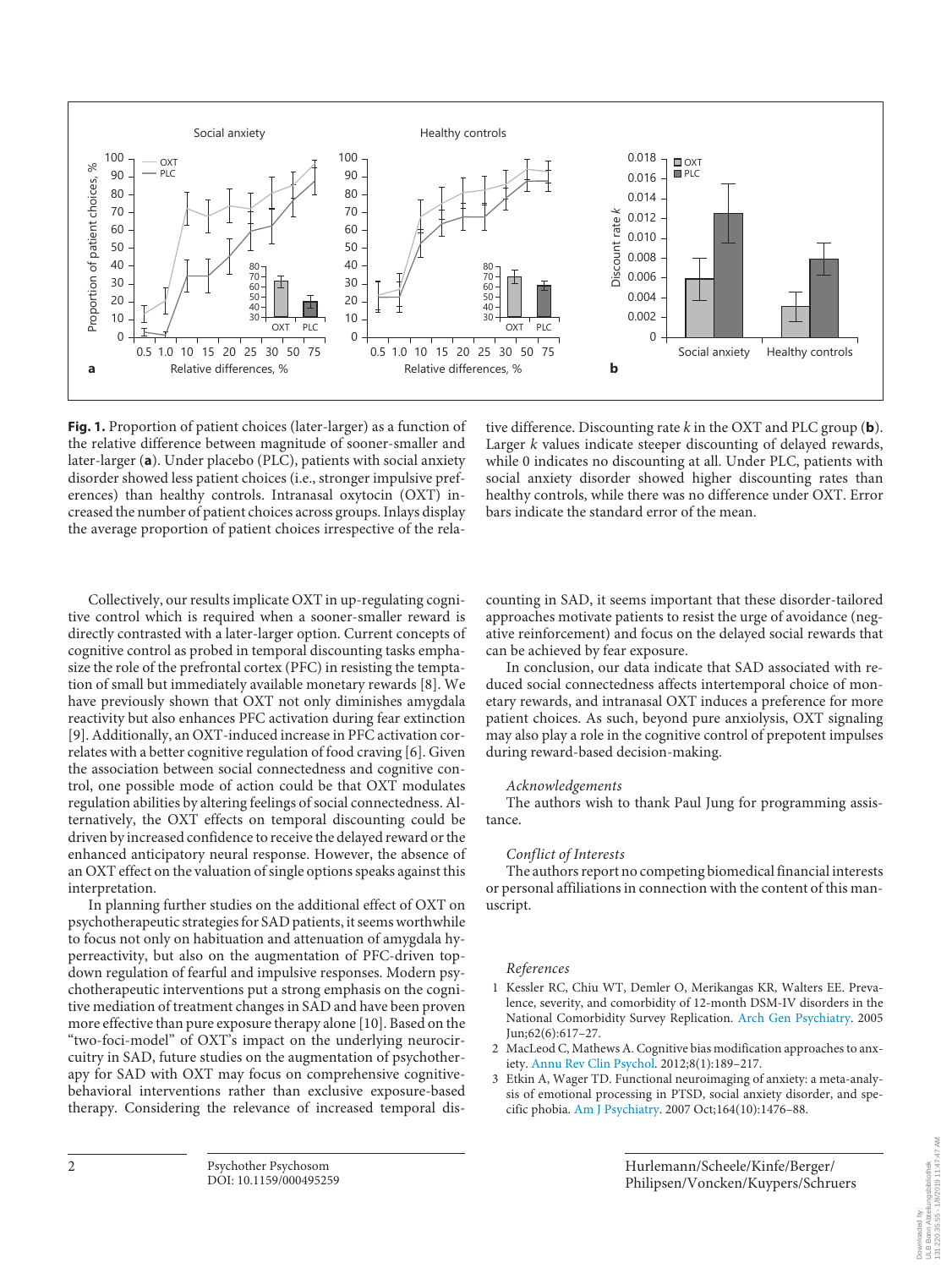**Fig. 1.** Proportion of patient choices (later-larger) as a function of the relative difference between magnitude of sooner-smaller and later-larger (**a**). Under placebo (PLC), patients with social anxiety disorder showed less patient choices (i.e., stronger impulsive preferences) than healthy controls. Intranasal oxytocin (OXT) increased the number of patient choices across groups. Inlays display the average proportion of patient choices irrespective of the relative difference. Discounting rate *k* in the OXT and PLC group (**b**). Larger *k* values indicate steeper discounting of delayed rewards, while 0 indicates no discounting at all. Under PLC, patients with social anxiety disorder showed higher discounting rates than healthy controls, while there was no difference under OXT. Error bars indicate the standard error of the mean.

Collectively, our results implicate OXT in up-regulating cognitive control which is required when a sooner-smaller reward is directly contrasted with a later-larger option. Current concepts of cognitive control as probed in temporal discounting tasks emphasize the role of the prefrontal cortex (PFC) in resisting the temptation of small but immediately available monetary rewards [8]. We have previously shown that OXT not only diminishes amygdala reactivity but also enhances PFC activation during fear extinction [9]. Additionally, an OXT-induced increase in PFC activation correlates with a better cognitive regulation of food craving [6]. Given the association between social connectedness and cognitive control, one possible mode of action could be that OXT modulates regulation abilities by altering feelings of social connectedness. Alternatively, the OXT effects on temporal discounting could be driven by increased confidence to receive the delayed reward or the enhanced anticipatory neural response. However, the absence of an OXT effect on the valuation of single options speaks against this interpretation.

In planning further studies on the additional effect of OXT on psychotherapeutic strategies for SAD patients, it seems worthwhile to focus not only on habituation and attenuation of amygdala hyperreactivity, but also on the augmentation of PFC-driven top-down regulation of fearful and impulsive responses. Modern psychotherapeutic interventions put a strong emphasis on the cognitive mediation of treatment changes in SAD and have been proven more effective than pure exposure therapy alone [10]. Based on the "two-foci-model" of OXT's impact on the underlying neurocircuitry in SAD, future studies on the augmentation of psychotherapy for SAD with OXT may focus on comprehensive cognitive-behavioral interventions rather than exclusive exposure-based therapy. Considering the relevance of increased temporal discounting in SAD, it seems important that these disorder-tailored approaches motivate patients to resist the urge of avoidance (negative reinforcement) and focus on the delayed social rewards that can be achieved by fear exposure.

In conclusion, our data indicate that SAD associated with reduced social connectedness affects intertemporal choice of monetary rewards, and intranasal OXT induces a preference for more patient choices. As such, beyond pure anxiolysis, OXT signaling may also play a role in the cognitive control of prepotent impulses during reward-based decision-making.

### *Acknowledgements*

The authors wish to thank Paul Jung for programming assistance.

### *Conflict of Interests*

The authors report no competing biomedical financial interests or personal affiliations in connection with the content of this manuscript.

### *References*

1. Kessler RC, Chiu WT, Demler O, Merikangas KR, Walters EE. Prevalence, severity, and comorbidity of 12-month DSM-IV disorders in the National Comorbidity Survey Replication. Arch Gen Psychiatry. 2005 Jun;62(6):617–27.
2. MacLeod C, Mathews A. Cognitive bias modification approaches to anxiety. Annu Rev Clin Psychol. 2012;8(1):189–217.
3. Etkin A, Wager TD. Functional neuroimaging of anxiety: a meta-analysis of emotional processing in PTSD, social anxiety disorder, and specific phobia. Am J Psychiatry. 2007 Oct;164(10):1476–88.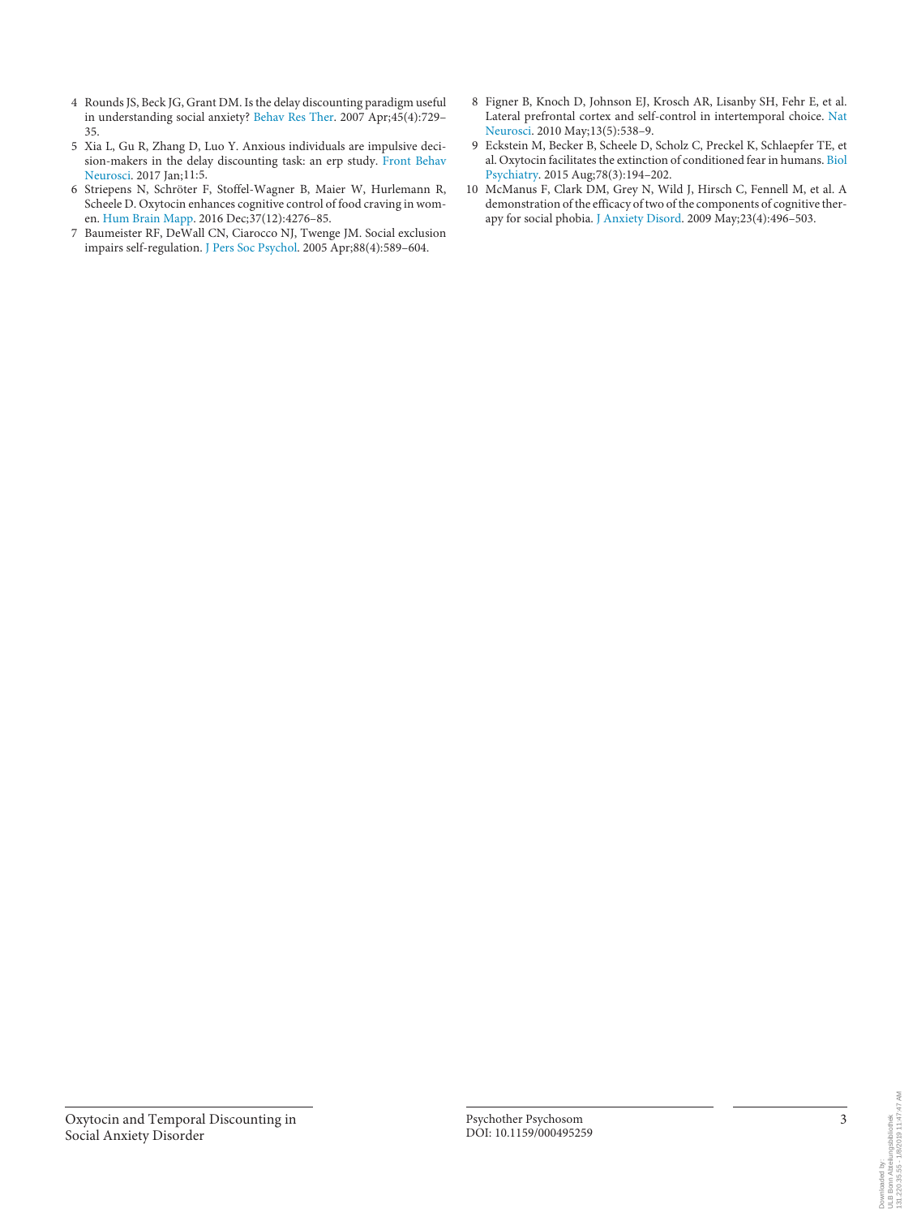4 Rounds JS, Beck JG, Grant DM. Is the delay discounting paradigm useful in understanding social anxiety? Behav Res Ther. 2007 Apr;45(4):729–35.

5 Xia L, Gu R, Zhang D, Luo Y. Anxious individuals are impulsive decision-makers in the delay discounting task: an erp study. Front Behav Neurosci. 2017 Jan;11:5.

6 Striepens N, Schröter F, Stoffel-Wagner B, Maier W, Hurlemann R, Scheele D. Oxytocin enhances cognitive control of food craving in women. Hum Brain Mapp. 2016 Dec;37(12):4276–85.

7 Baumeister RF, DeWall CN, Ciarocco NJ, Twenge JM. Social exclusion impairs self-regulation. J Pers Soc Psychol. 2005 Apr;88(4):589–604.

8 Figner B, Knoch D, Johnson EJ, Krosch AR, Lisanby SH, Fehr E, et al. Lateral prefrontal cortex and self-control in intertemporal choice. Nat Neurosci. 2010 May;13(5):538–9.

9 Eckstein M, Becker B, Scheele D, Scholz C, Preckel K, Schlaepfer TE, et al. Oxytocin facilitates the extinction of conditioned fear in humans. Biol Psychiatry. 2015 Aug;78(3):194–202.

10 McManus F, Clark DM, Grey N, Wild J, Hirsch C, Fennell M, et al. A demonstration of the efficacy of two of the components of cognitive therapy for social phobia. J Anxiety Disord. 2009 May;23(4):496–503.